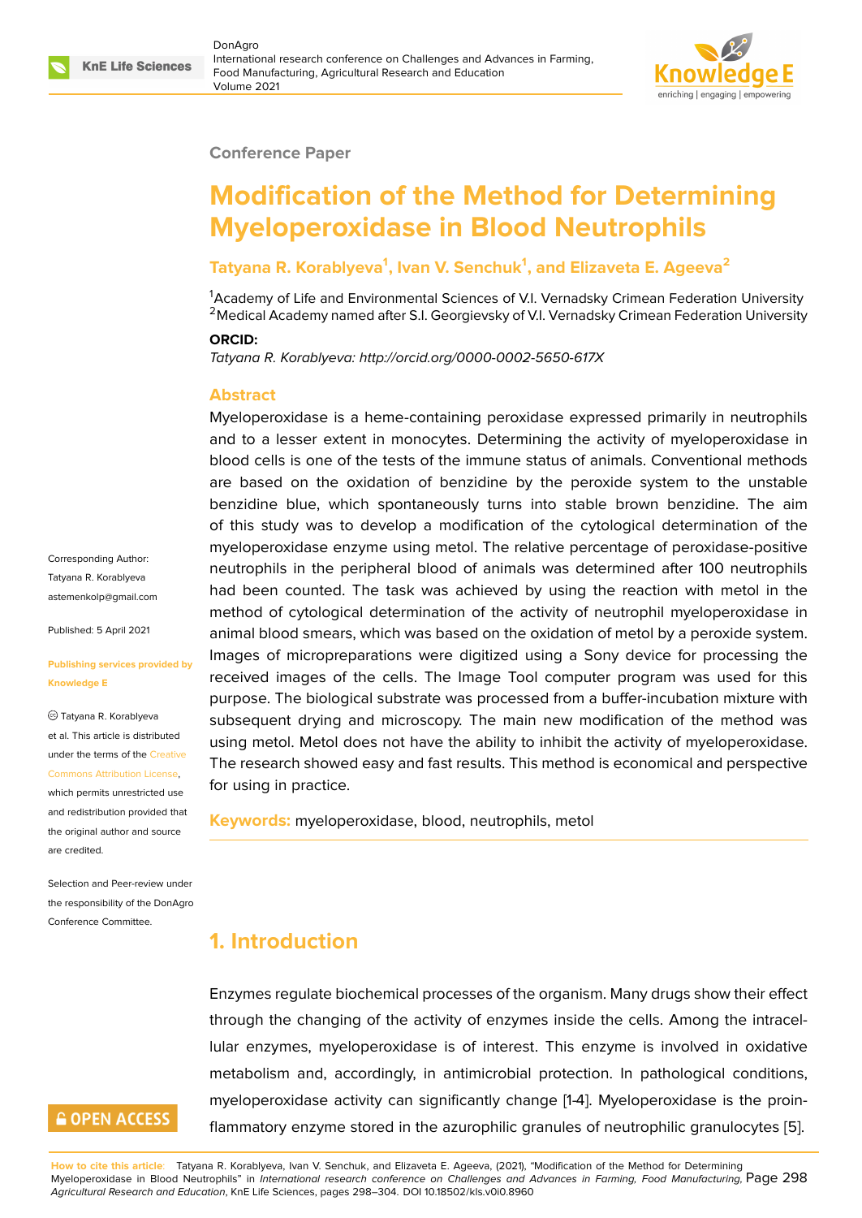Conference Paper

# Modification of the Method for Determining Myeloperoxidase in Blood Neutrophils

**Tatyana R. Korablyeva[1], Ivan V. Senchuk[1], and Elizaveta E. Ageeva[2]**

[1]Academy of Life and Environmental Sciences of V.I. Vernadsky Crimean Federation University
[2]Medical Academy named after S.I. Georgievsky of V.I. Vernadsky Crimean Federation University

**ORCID:**

*Tatyana R. Korablyeva: http://orcid.org/0000-0002-5650-617X*

Corresponding Author:
Tatyana R. Korablyeva
astemenkolp@gmail.com

Published: 5 April 2021

Publishing services provided by Knowledge E

© Tatyana R. Korablyeva et al. This article is distributed under the terms of the Creative Commons Attribution License, which permits unrestricted use and redistribution provided that the original author and source are credited.

Selection and Peer-review under the responsibility of the DonAgro Conference Committee.

## Abstract

Myeloperoxidase is a heme-containing peroxidase expressed primarily in neutrophils and to a lesser extent in monocytes. Determining the activity of myeloperoxidase in blood cells is one of the tests of the immune status of animals. Conventional methods are based on the oxidation of benzidine by the peroxide system to the unstable benzidine blue, which spontaneously turns into stable brown benzidine. The aim of this study was to develop a modification of the cytological determination of the myeloperoxidase enzyme using metol. The relative percentage of peroxidase-positive neutrophils in the peripheral blood of animals was determined after 100 neutrophils had been counted. The task was achieved by using the reaction with metol in the method of cytological determination of the activity of neutrophil myeloperoxidase in animal blood smears, which was based on the oxidation of metol by a peroxide system. Images of micropreparations were digitized using a Sony device for processing the received images of the cells. The Image Tool computer program was used for this purpose. The biological substrate was processed from a buffer-incubation mixture with subsequent drying and microscopy. The main new modification of the method was using metol. Metol does not have the ability to inhibit the activity of myeloperoxidase. The research showed easy and fast results. This method is economical and perspective for using in practice.

**Keywords:** myeloperoxidase, blood, neutrophils, metol

## 1. Introduction

Enzymes regulate biochemical processes of the organism. Many drugs show their effect through the changing of the activity of enzymes inside the cells. Among the intracellular enzymes, myeloperoxidase is of interest. This enzyme is involved in oxidative metabolism and, accordingly, in antimicrobial protection. In pathological conditions, myeloperoxidase activity can significantly change [1-4]. Myeloperoxidase is the proinflammatory enzyme stored in the azurophilic granules of neutrophilic granulocytes [5].

**How to cite this article**: Tatyana R. Korablyeva, Ivan V. Senchuk, and Elizaveta E. Ageeva, (2021), "Modification of the Method for Determining Myeloperoxidase in Blood Neutrophils" in *International research conference on Challenges and Advances in Farming, Food Manufacturing, Agricultural Research and Education*, KnE Life Sciences, pages 298–304. DOI 10.18502/kls.v0i0.8960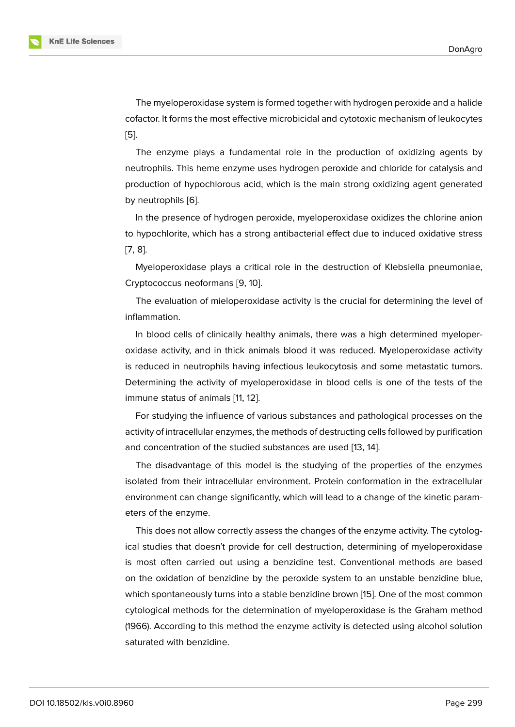The myeloperoxidase system is formed together with hydrogen peroxide and a halide cofactor. It forms the most effective microbicidal and cytotoxic mechanism of leukocytes [5].

The enzyme plays a fundamental role in the production of oxidizing agents by neutrophils. This heme enzyme uses hydrogen peroxide and chloride for catalysis and production of hypochlorous acid, which is the main strong oxidizing agent generated by neutrophils [6].

In the presence of hydrogen peroxide, myeloperoxidase oxidizes the chlorine anion to hypochlorite, which has a strong antibacterial effect due to induced oxidative stress [7, 8].

Myeloperoxidase plays a critical role in the destruction of Klebsiella pneumoniae, Cryptococcus neoformans [9, 10].

The evaluation of mieloperoxidase activity is the crucial for determining the level of inflammation.

In blood cells of clinically healthy animals, there was a high determined myeloperoxidase activity, and in thick animals blood it was reduced. Myeloperoxidase activity is reduced in neutrophils having infectious leukocytosis and some metastatic tumors. Determining the activity of myeloperoxidase in blood cells is one of the tests of the immune status of animals [11, 12].

For studying the influence of various substances and pathological processes on the activity of intracellular enzymes, the methods of destructing cells followed by purification and concentration of the studied substances are used [13, 14].

The disadvantage of this model is the studying of the properties of the enzymes isolated from their intracellular environment. Protein conformation in the extracellular environment can change significantly, which will lead to a change of the kinetic parameters of the enzyme.

This does not allow correctly assess the changes of the enzyme activity. The cytological studies that doesn't provide for cell destruction, determining of myeloperoxidase is most often carried out using a benzidine test. Conventional methods are based on the oxidation of benzidine by the peroxide system to an unstable benzidine blue, which spontaneously turns into a stable benzidine brown [15]. One of the most common cytological methods for the determination of myeloperoxidase is the Graham method (1966). According to this method the enzyme activity is detected using alcohol solution saturated with benzidine.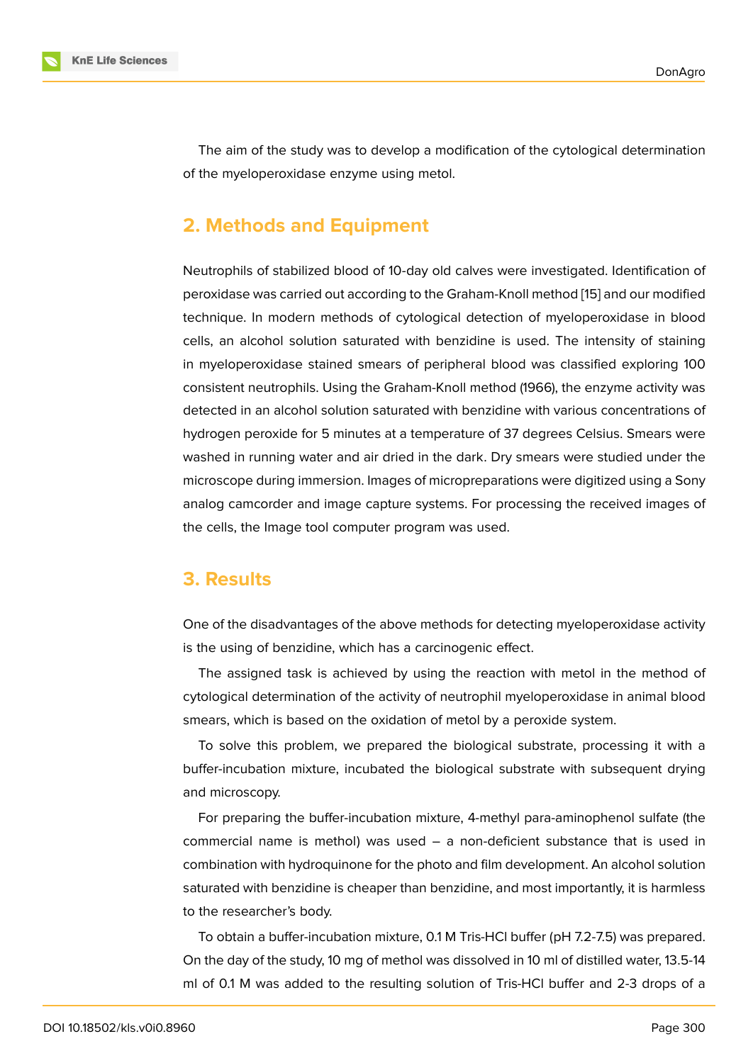The aim of the study was to develop a modification of the cytological determination of the myeloperoxidase enzyme using metol.

## 2. Methods and Equipment

Neutrophils of stabilized blood of 10-day old calves were investigated. Identification of peroxidase was carried out according to the Graham-Knoll method [15] and our modified technique. In modern methods of cytological detection of myeloperoxidase in blood cells, an alcohol solution saturated with benzidine is used. The intensity of staining in myeloperoxidase stained smears of peripheral blood was classified exploring 100 consistent neutrophils. Using the Graham-Knoll method (1966), the enzyme activity was detected in an alcohol solution saturated with benzidine with various concentrations of hydrogen peroxide for 5 minutes at a temperature of 37 degrees Celsius. Smears were washed in running water and air dried in the dark. Dry smears were studied under the microscope during immersion. Images of micropreparations were digitized using a Sony analog camcorder and image capture systems. For processing the received images of the cells, the Image tool computer program was used.

## 3. Results

One of the disadvantages of the above methods for detecting myeloperoxidase activity is the using of benzidine, which has a carcinogenic effect.

The assigned task is achieved by using the reaction with metol in the method of cytological determination of the activity of neutrophil myeloperoxidase in animal blood smears, which is based on the oxidation of metol by a peroxide system.

To solve this problem, we prepared the biological substrate, processing it with a buffer-incubation mixture, incubated the biological substrate with subsequent drying and microscopy.

For preparing the buffer-incubation mixture, 4-methyl para-aminophenol sulfate (the commercial name is methol) was used – a non-deficient substance that is used in combination with hydroquinone for the photo and film development. An alcohol solution saturated with benzidine is cheaper than benzidine, and most importantly, it is harmless to the researcher's body.

To obtain a buffer-incubation mixture, 0.1 M Tris-HCl buffer (pH 7.2-7.5) was prepared. On the day of the study, 10 mg of methol was dissolved in 10 ml of distilled water, 13.5-14 ml of 0.1 M was added to the resulting solution of Tris-HCl buffer and 2-3 drops of a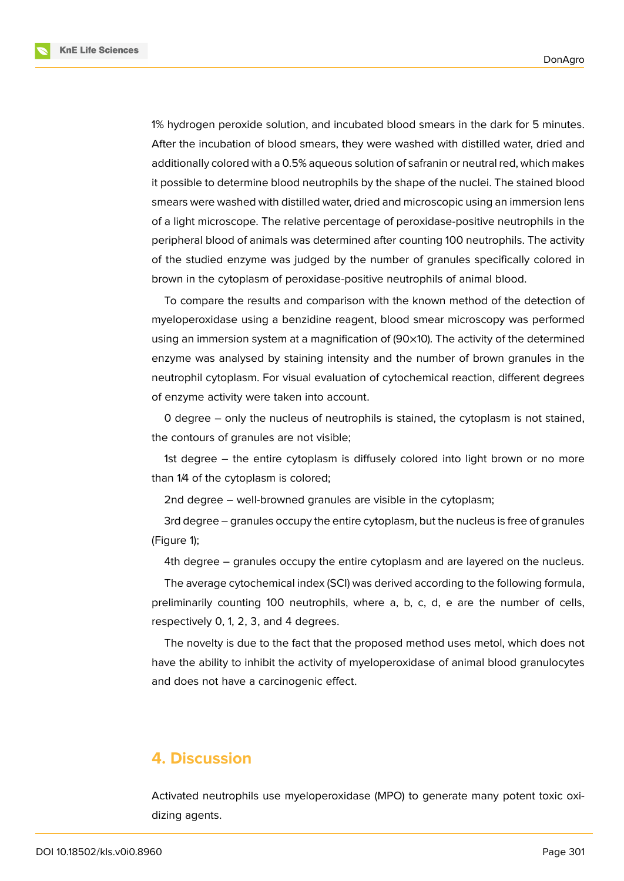1% hydrogen peroxide solution, and incubated blood smears in the dark for 5 minutes. After the incubation of blood smears, they were washed with distilled water, dried and additionally colored with a 0.5% aqueous solution of safranin or neutral red, which makes it possible to determine blood neutrophils by the shape of the nuclei. The stained blood smears were washed with distilled water, dried and microscopic using an immersion lens of a light microscope. The relative percentage of peroxidase-positive neutrophils in the peripheral blood of animals was determined after counting 100 neutrophils. The activity of the studied enzyme was judged by the number of granules specifically colored in brown in the cytoplasm of peroxidase-positive neutrophils of animal blood.

To compare the results and comparison with the known method of the detection of myeloperoxidase using a benzidine reagent, blood smear microscopy was performed using an immersion system at a magnification of (90×10). The activity of the determined enzyme was analysed by staining intensity and the number of brown granules in the neutrophil cytoplasm. For visual evaluation of cytochemical reaction, different degrees of enzyme activity were taken into account.

0 degree – only the nucleus of neutrophils is stained, the cytoplasm is not stained, the contours of granules are not visible;

1st degree – the entire cytoplasm is diffusely colored into light brown or no more than 1/4 of the cytoplasm is colored;

2nd degree – well-browned granules are visible in the cytoplasm;

3rd degree – granules occupy the entire cytoplasm, but the nucleus is free of granules (Figure 1);

4th degree – granules occupy the entire cytoplasm and are layered on the nucleus.

The average cytochemical index (SCI) was derived according to the following formula, preliminarily counting 100 neutrophils, where a, b, c, d, e are the number of cells, respectively 0, 1, 2, 3, and 4 degrees.

The novelty is due to the fact that the proposed method uses metol, which does not have the ability to inhibit the activity of myeloperoxidase of animal blood granulocytes and does not have a carcinogenic effect.

## 4. Discussion

Activated neutrophils use myeloperoxidase (MPO) to generate many potent toxic oxidizing agents.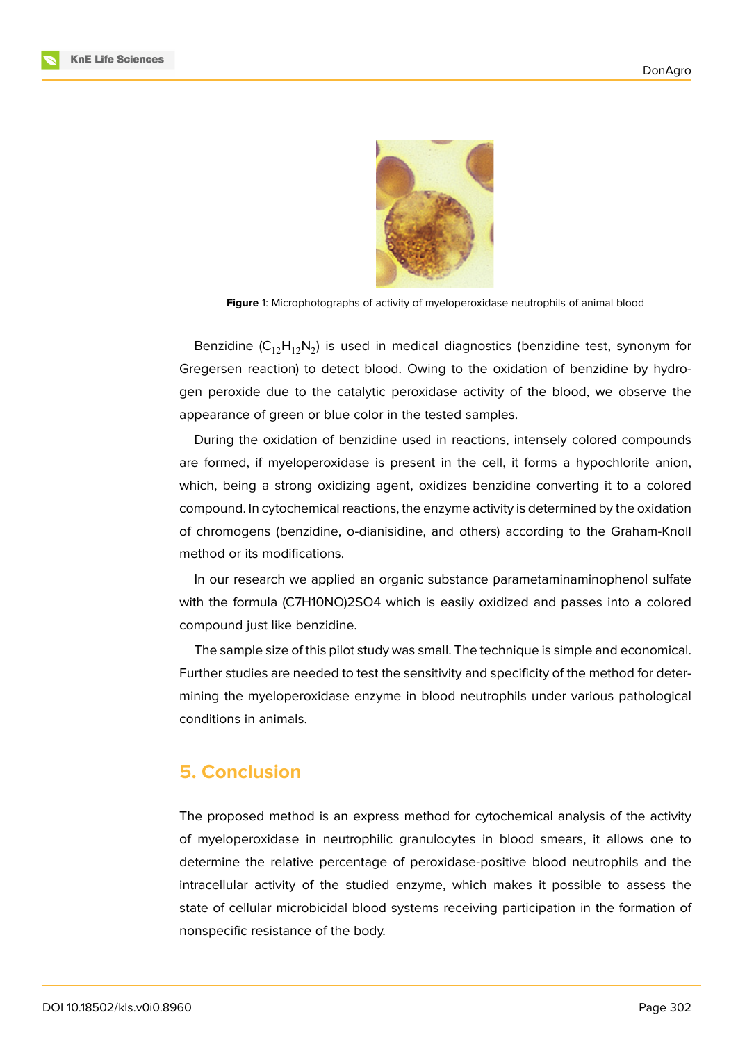Figure 1: Microphotographs of activity of myeloperoxidase neutrophils of animal blood

Benzidine ($C_{12}H_{12}N_2$) is used in medical diagnostics (benzidine test, synonym for Gregersen reaction) to detect blood. Owing to the oxidation of benzidine by hydrogen peroxide due to the catalytic peroxidase activity of the blood, we observe the appearance of green or blue color in the tested samples.

During the oxidation of benzidine used in reactions, intensely colored compounds are formed, if myeloperoxidase is present in the cell, it forms a hypochlorite anion, which, being a strong oxidizing agent, oxidizes benzidine converting it to a colored compound. In cytochemical reactions, the enzyme activity is determined by the oxidation of chromogens (benzidine, o-dianisidine, and others) according to the Graham-Knoll method or its modifications.

In our research we applied an organic substance parametaminaminophenol sulfate with the formula $(C_7H_{10}NO)_2SO_4$ which is easily oxidized and passes into a colored compound just like benzidine.

The sample size of this pilot study was small. The technique is simple and economical. Further studies are needed to test the sensitivity and specificity of the method for determining the myeloperoxidase enzyme in blood neutrophils under various pathological conditions in animals.

## 5. Conclusion

The proposed method is an express method for cytochemical analysis of the activity of myeloperoxidase in neutrophilic granulocytes in blood smears, it allows one to determine the relative percentage of peroxidase-positive blood neutrophils and the intracellular activity of the studied enzyme, which makes it possible to assess the state of cellular microbicidal blood systems receiving participation in the formation of nonspecific resistance of the body.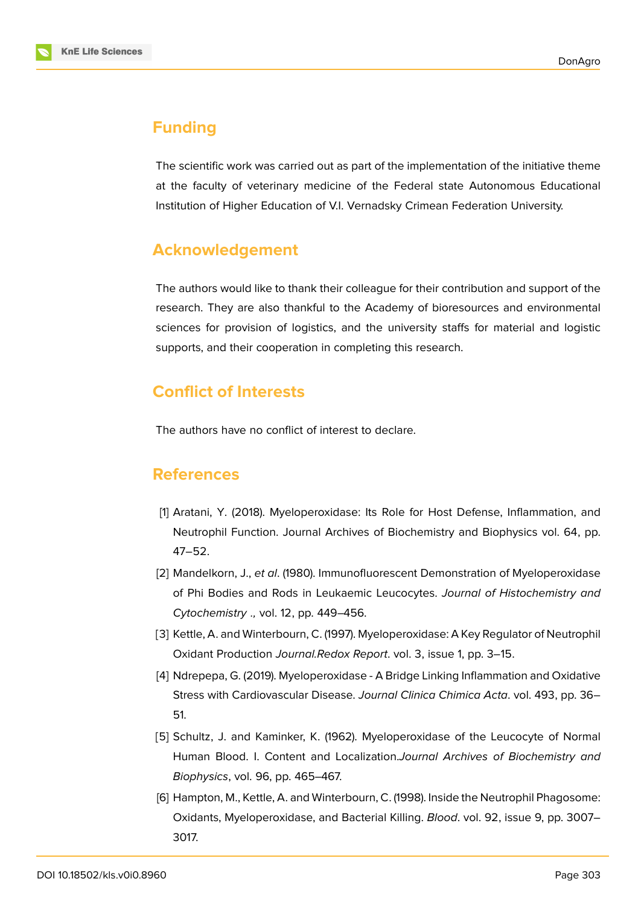## Funding

The scientific work was carried out as part of the implementation of the initiative theme at the faculty of veterinary medicine of the Federal state Autonomous Educational Institution of Higher Education of V.I. Vernadsky Crimean Federation University.

## Acknowledgement

The authors would like to thank their colleague for their contribution and support of the research. They are also thankful to the Academy of bioresources and environmental sciences for provision of logistics, and the university staffs for material and logistic supports, and their cooperation in completing this research.

## Conflict of Interests

The authors have no conflict of interest to declare.

## References

[1] Aratani, Y. (2018). Myeloperoxidase: Its Role for Host Defense, Inflammation, and Neutrophil Function. Journal Archives of Biochemistry and Biophysics vol. 64, pp. 47–52.

[2] Mandelkorn, J., *et al*. (1980). Immunofluorescent Demonstration of Myeloperoxidase of Phi Bodies and Rods in Leukaemic Leucocytes. *Journal of Histochemistry and Cytochemistry .,* vol. 12, pp. 449–456.

[3] Kettle, A. and Winterbourn, C. (1997). Myeloperoxidase: A Key Regulator of Neutrophil Oxidant Production *Journal.Redox Report*. vol. 3, issue 1, pp. 3–15.

[4] Ndrepepa, G. (2019). Myeloperoxidase - A Bridge Linking Inflammation and Oxidative Stress with Cardiovascular Disease. *Journal Clinica Chimica Acta*. vol. 493, pp. 36–51.

[5] Schultz, J. and Kaminker, K. (1962). Myeloperoxidase of the Leucocyte of Normal Human Blood. I. Content and Localization.*Journal Archives of Biochemistry and Biophysics*, vol. 96, pp. 465–467.

[6] Hampton, M., Kettle, A. and Winterbourn, C. (1998). Inside the Neutrophil Phagosome: Oxidants, Myeloperoxidase, and Bacterial Killing. *Blood*. vol. 92, issue 9, pp. 3007–3017.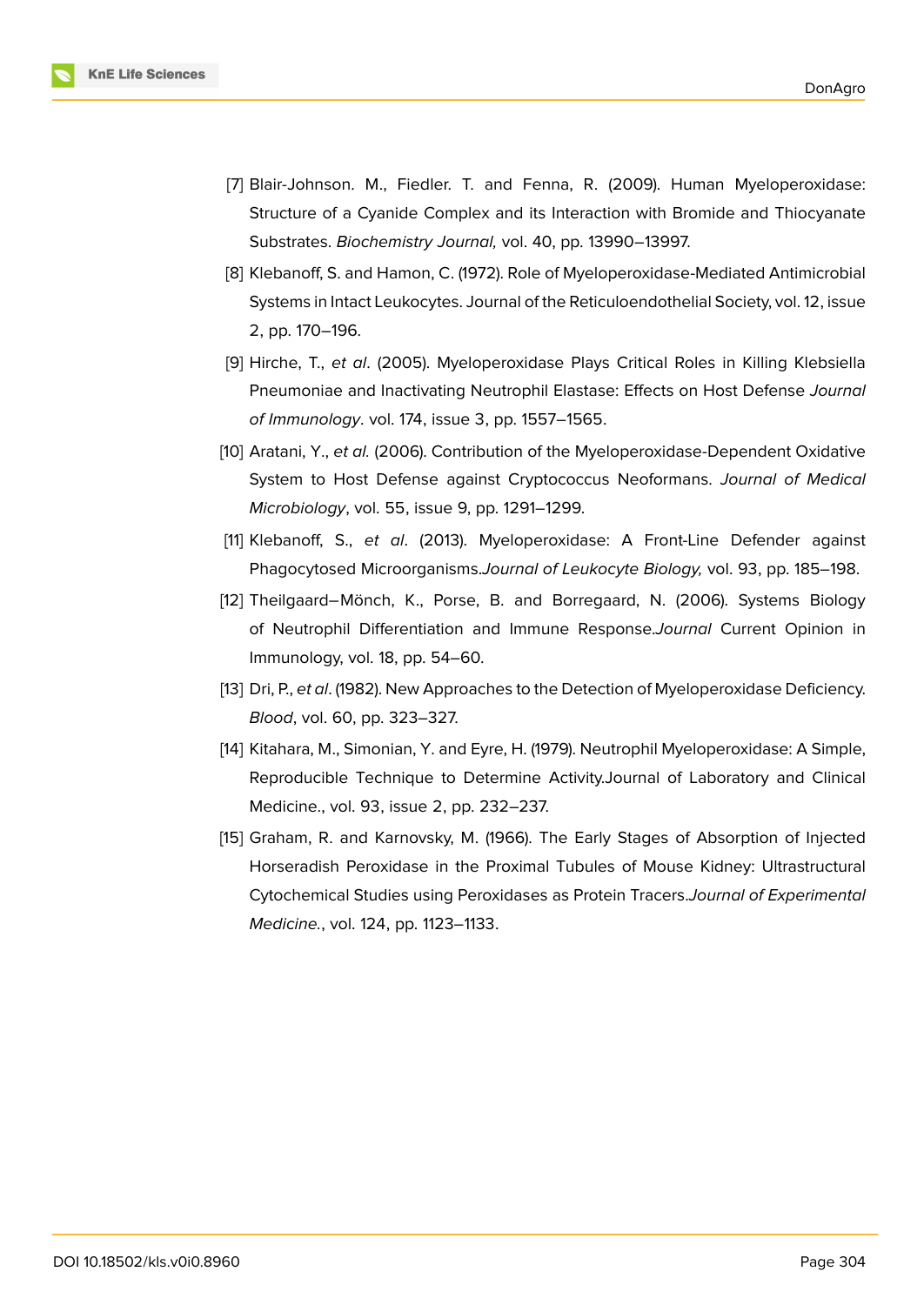[7] Blair-Johnson. M., Fiedler. T. and Fenna, R. (2009). Human Myeloperoxidase: Structure of a Cyanide Complex and its Interaction with Bromide and Thiocyanate Substrates. *Biochemistry Journal,* vol. 40, pp. 13990–13997.

[8] Klebanoff, S. and Hamon, C. (1972). Role of Myeloperoxidase-Mediated Antimicrobial Systems in Intact Leukocytes. Journal of the Reticuloendothelial Society, vol. 12, issue 2, pp. 170–196.

[9] Hirche, T., *et al*. (2005). Myeloperoxidase Plays Critical Roles in Killing Klebsiella Pneumoniae and Inactivating Neutrophil Elastase: Effects on Host Defense *Journal of Immunology*. vol. 174, issue 3, pp. 1557–1565.

[10] Aratani, Y., *et al.* (2006). Contribution of the Myeloperoxidase-Dependent Oxidative System to Host Defense against Cryptococcus Neoformans. *Journal of Medical Microbiology*, vol. 55, issue 9, pp. 1291–1299.

[11] Klebanoff, S., *et al*. (2013). Myeloperoxidase: A Front-Line Defender against Phagocytosed Microorganisms.*Journal of Leukocyte Biology,* vol. 93, pp. 185–198.

[12] Theilgaard–Mönch, K., Porse, B. and Borregaard, N. (2006). Systems Biology of Neutrophil Differentiation and Immune Response.*Journal* Current Opinion in Immunology, vol. 18, pp. 54–60.

[13] Dri, P., *et al*. (1982). New Approaches to the Detection of Myeloperoxidase Deficiency. *Blood*, vol. 60, pp. 323–327.

[14] Kitahara, M., Simonian, Y. and Eyre, H. (1979). Neutrophil Myeloperoxidase: A Simple, Reproducible Technique to Determine Activity.Journal of Laboratory and Clinical Medicine., vol. 93, issue 2, pp. 232–237.

[15] Graham, R. and Karnovsky, M. (1966). The Early Stages of Absorption of Injected Horseradish Peroxidase in the Proximal Tubules of Mouse Kidney: Ultrastructural Cytochemical Studies using Peroxidases as Protein Tracers.*Journal of Experimental Medicine.*, vol. 124, pp. 1123–1133.